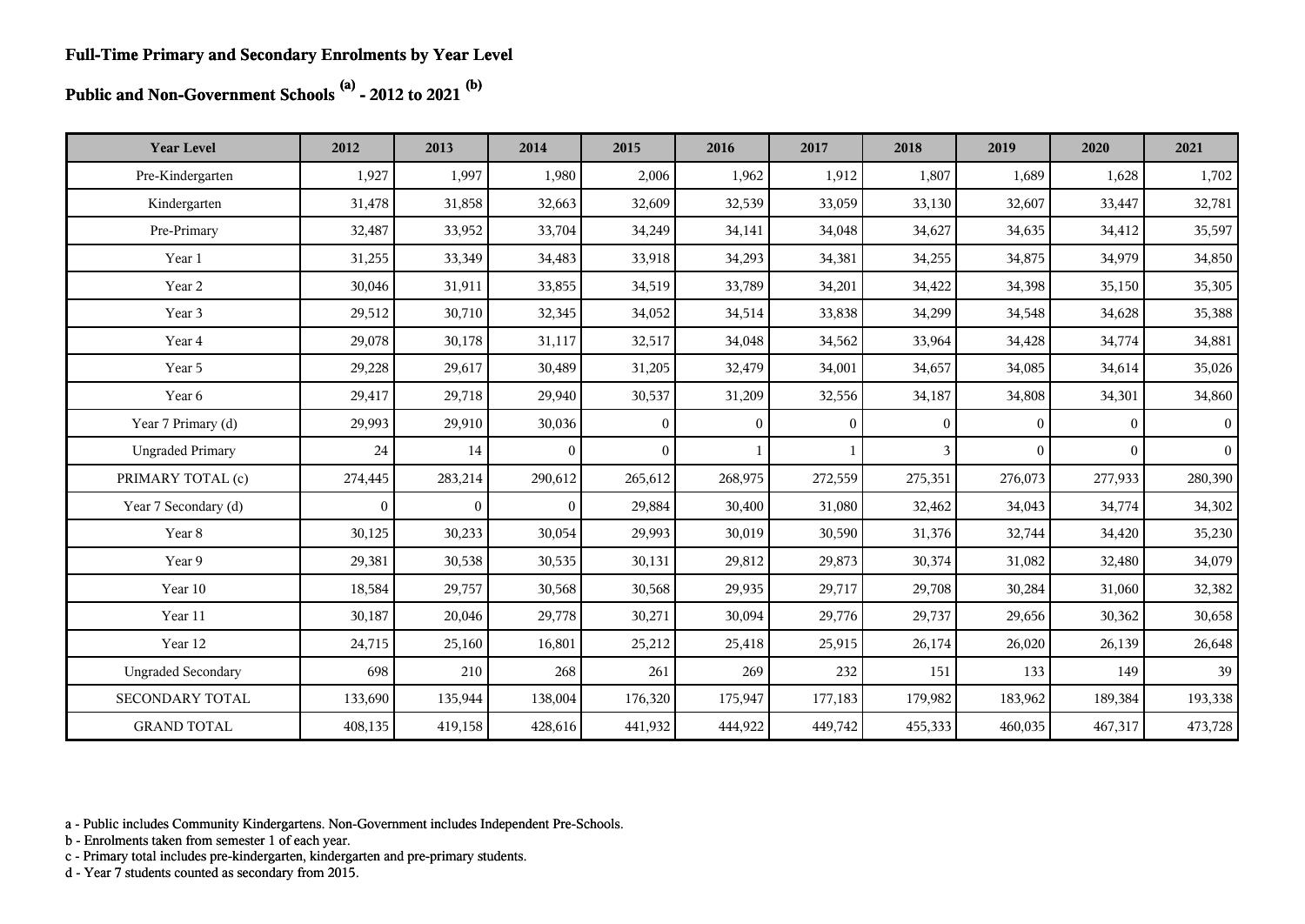**Full-Time Primary and Secondary Enrolments by Year Level**

**Public and Non-Government Schools [(a)] - 2012 to 2021 [(b)]**

| Year Level | 2012 | 2013 | 2014 | 2015 | 2016 | 2017 | 2018 | 2019 | 2020 | 2021 |
|---|---|---|---|---|---|---|---|---|---|---|
| Pre-Kindergarten | 1,927 | 1,997 | 1,980 | 2,006 | 1,962 | 1,912 | 1,807 | 1,689 | 1,628 | 1,702 |
| Kindergarten | 31,478 | 31,858 | 32,663 | 32,609 | 32,539 | 33,059 | 33,130 | 32,607 | 33,447 | 32,781 |
| Pre-Primary | 32,487 | 33,952 | 33,704 | 34,249 | 34,141 | 34,048 | 34,627 | 34,635 | 34,412 | 35,597 |
| Year 1 | 31,255 | 33,349 | 34,483 | 33,918 | 34,293 | 34,381 | 34,255 | 34,875 | 34,979 | 34,850 |
| Year 2 | 30,046 | 31,911 | 33,855 | 34,519 | 33,789 | 34,201 | 34,422 | 34,398 | 35,150 | 35,305 |
| Year 3 | 29,512 | 30,710 | 32,345 | 34,052 | 34,514 | 33,838 | 34,299 | 34,548 | 34,628 | 35,388 |
| Year 4 | 29,078 | 30,178 | 31,117 | 32,517 | 34,048 | 34,562 | 33,964 | 34,428 | 34,774 | 34,881 |
| Year 5 | 29,228 | 29,617 | 30,489 | 31,205 | 32,479 | 34,001 | 34,657 | 34,085 | 34,614 | 35,026 |
| Year 6 | 29,417 | 29,718 | 29,940 | 30,537 | 31,209 | 32,556 | 34,187 | 34,808 | 34,301 | 34,860 |
| Year 7 Primary (d) | 29,993 | 29,910 | 30,036 | 0 | 0 | 0 | 0 | 0 | 0 | 0 |
| Ungraded Primary | 24 | 14 | 0 | 0 | 1 | 1 | 3 | 0 | 0 | 0 |
| PRIMARY TOTAL (c) | 274,445 | 283,214 | 290,612 | 265,612 | 268,975 | 272,559 | 275,351 | 276,073 | 277,933 | 280,390 |
| Year 7 Secondary (d) | 0 | 0 | 0 | 29,884 | 30,400 | 31,080 | 32,462 | 34,043 | 34,774 | 34,302 |
| Year 8 | 30,125 | 30,233 | 30,054 | 29,993 | 30,019 | 30,590 | 31,376 | 32,744 | 34,420 | 35,230 |
| Year 9 | 29,381 | 30,538 | 30,535 | 30,131 | 29,812 | 29,873 | 30,374 | 31,082 | 32,480 | 34,079 |
| Year 10 | 18,584 | 29,757 | 30,568 | 30,568 | 29,935 | 29,717 | 29,708 | 30,284 | 31,060 | 32,382 |
| Year 11 | 30,187 | 20,046 | 29,778 | 30,271 | 30,094 | 29,776 | 29,737 | 29,656 | 30,362 | 30,658 |
| Year 12 | 24,715 | 25,160 | 16,801 | 25,212 | 25,418 | 25,915 | 26,174 | 26,020 | 26,139 | 26,648 |
| Ungraded Secondary | 698 | 210 | 268 | 261 | 269 | 232 | 151 | 133 | 149 | 39 |
| SECONDARY TOTAL | 133,690 | 135,944 | 138,004 | 176,320 | 175,947 | 177,183 | 179,982 | 183,962 | 189,384 | 193,338 |
| GRAND TOTAL | 408,135 | 419,158 | 428,616 | 441,932 | 444,922 | 449,742 | 455,333 | 460,035 | 467,317 | 473,728 |

a - Public includes Community Kindergartens. Non-Government includes Independent Pre-Schools.
b - Enrolments taken from semester 1 of each year.
c - Primary total includes pre-kindergarten, kindergarten and pre-primary students.
d - Year 7 students counted as secondary from 2015.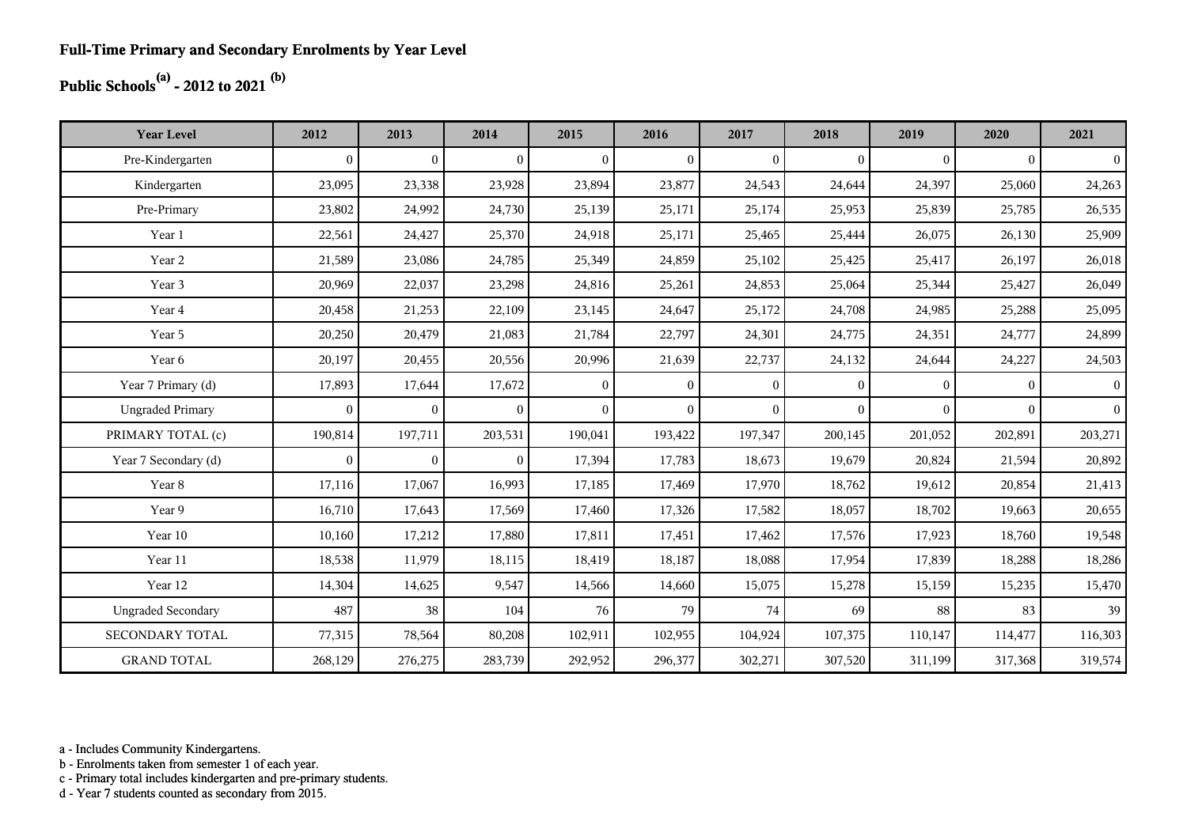## Full-Time Primary and Secondary Enrolments by Year Level

## Public Schools[a] - 2012 to 2021 [b]

| Year Level | 2012 | 2013 | 2014 | 2015 | 2016 | 2017 | 2018 | 2019 | 2020 | 2021 |
|---|---|---|---|---|---|---|---|---|---|---|
| Pre-Kindergarten | 0 | 0 | 0 | 0 | 0 | 0 | 0 | 0 | 0 | 0 |
| Kindergarten | 23,095 | 23,338 | 23,928 | 23,894 | 23,877 | 24,543 | 24,644 | 24,397 | 25,060 | 24,263 |
| Pre-Primary | 23,802 | 24,992 | 24,730 | 25,139 | 25,171 | 25,174 | 25,953 | 25,839 | 25,785 | 26,535 |
| Year 1 | 22,561 | 24,427 | 25,370 | 24,918 | 25,171 | 25,465 | 25,444 | 26,075 | 26,130 | 25,909 |
| Year 2 | 21,589 | 23,086 | 24,785 | 25,349 | 24,859 | 25,102 | 25,425 | 25,417 | 26,197 | 26,018 |
| Year 3 | 20,969 | 22,037 | 23,298 | 24,816 | 25,261 | 24,853 | 25,064 | 25,344 | 25,427 | 26,049 |
| Year 4 | 20,458 | 21,253 | 22,109 | 23,145 | 24,647 | 25,172 | 24,708 | 24,985 | 25,288 | 25,095 |
| Year 5 | 20,250 | 20,479 | 21,083 | 21,784 | 22,797 | 24,301 | 24,775 | 24,351 | 24,777 | 24,899 |
| Year 6 | 20,197 | 20,455 | 20,556 | 20,996 | 21,639 | 22,737 | 24,132 | 24,644 | 24,227 | 24,503 |
| Year 7 Primary (d) | 17,893 | 17,644 | 17,672 | 0 | 0 | 0 | 0 | 0 | 0 | 0 |
| Ungraded Primary | 0 | 0 | 0 | 0 | 0 | 0 | 0 | 0 | 0 | 0 |
| PRIMARY TOTAL (c) | 190,814 | 197,711 | 203,531 | 190,041 | 193,422 | 197,347 | 200,145 | 201,052 | 202,891 | 203,271 |
| Year 7 Secondary (d) | 0 | 0 | 0 | 17,394 | 17,783 | 18,673 | 19,679 | 20,824 | 21,594 | 20,892 |
| Year 8 | 17,116 | 17,067 | 16,993 | 17,185 | 17,469 | 17,970 | 18,762 | 19,612 | 20,854 | 21,413 |
| Year 9 | 16,710 | 17,643 | 17,569 | 17,460 | 17,326 | 17,582 | 18,057 | 18,702 | 19,663 | 20,655 |
| Year 10 | 10,160 | 17,212 | 17,880 | 17,811 | 17,451 | 17,462 | 17,576 | 17,923 | 18,760 | 19,548 |
| Year 11 | 18,538 | 11,979 | 18,115 | 18,419 | 18,187 | 18,088 | 17,954 | 17,839 | 18,288 | 18,286 |
| Year 12 | 14,304 | 14,625 | 9,547 | 14,566 | 14,660 | 15,075 | 15,278 | 15,159 | 15,235 | 15,470 |
| Ungraded Secondary | 487 | 38 | 104 | 76 | 79 | 74 | 69 | 88 | 83 | 39 |
| SECONDARY TOTAL | 77,315 | 78,564 | 80,208 | 102,911 | 102,955 | 104,924 | 107,375 | 110,147 | 114,477 | 116,303 |
| GRAND TOTAL | 268,129 | 276,275 | 283,739 | 292,952 | 296,377 | 302,271 | 307,520 | 311,199 | 317,368 | 319,574 |

a - Includes Community Kindergartens.
b - Enrolments taken from semester 1 of each year.
c - Primary total includes kindergarten and pre-primary students.
d - Year 7 students counted as secondary from 2015.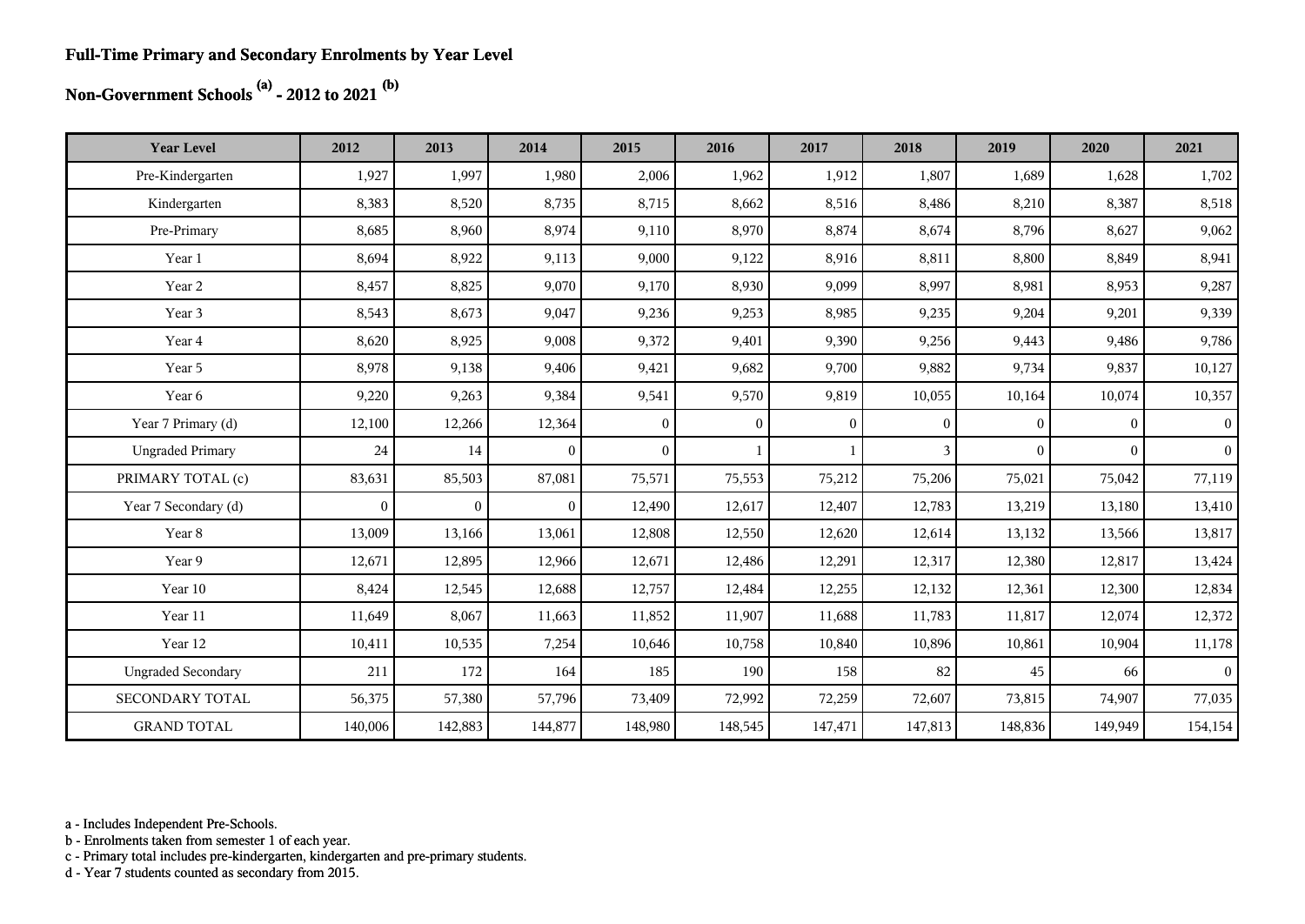**Full-Time Primary and Secondary Enrolments by Year Level**

**Non-Government Schools [(a)] - 2012 to 2021 [(b)]**

| Year Level | 2012 | 2013 | 2014 | 2015 | 2016 | 2017 | 2018 | 2019 | 2020 | 2021 |
|---|---|---|---|---|---|---|---|---|---|---|
| Pre-Kindergarten | 1,927 | 1,997 | 1,980 | 2,006 | 1,962 | 1,912 | 1,807 | 1,689 | 1,628 | 1,702 |
| Kindergarten | 8,383 | 8,520 | 8,735 | 8,715 | 8,662 | 8,516 | 8,486 | 8,210 | 8,387 | 8,518 |
| Pre-Primary | 8,685 | 8,960 | 8,974 | 9,110 | 8,970 | 8,874 | 8,674 | 8,796 | 8,627 | 9,062 |
| Year 1 | 8,694 | 8,922 | 9,113 | 9,000 | 9,122 | 8,916 | 8,811 | 8,800 | 8,849 | 8,941 |
| Year 2 | 8,457 | 8,825 | 9,070 | 9,170 | 8,930 | 9,099 | 8,997 | 8,981 | 8,953 | 9,287 |
| Year 3 | 8,543 | 8,673 | 9,047 | 9,236 | 9,253 | 8,985 | 9,235 | 9,204 | 9,201 | 9,339 |
| Year 4 | 8,620 | 8,925 | 9,008 | 9,372 | 9,401 | 9,390 | 9,256 | 9,443 | 9,486 | 9,786 |
| Year 5 | 8,978 | 9,138 | 9,406 | 9,421 | 9,682 | 9,700 | 9,882 | 9,734 | 9,837 | 10,127 |
| Year 6 | 9,220 | 9,263 | 9,384 | 9,541 | 9,570 | 9,819 | 10,055 | 10,164 | 10,074 | 10,357 |
| Year 7 Primary (d) | 12,100 | 12,266 | 12,364 | 0 | 0 | 0 | 0 | 0 | 0 | 0 |
| Ungraded Primary | 24 | 14 | 0 | 0 | 1 | 1 | 3 | 0 | 0 | 0 |
| PRIMARY TOTAL (c) | 83,631 | 85,503 | 87,081 | 75,571 | 75,553 | 75,212 | 75,206 | 75,021 | 75,042 | 77,119 |
| Year 7 Secondary (d) | 0 | 0 | 0 | 12,490 | 12,617 | 12,407 | 12,783 | 13,219 | 13,180 | 13,410 |
| Year 8 | 13,009 | 13,166 | 13,061 | 12,808 | 12,550 | 12,620 | 12,614 | 13,132 | 13,566 | 13,817 |
| Year 9 | 12,671 | 12,895 | 12,966 | 12,671 | 12,486 | 12,291 | 12,317 | 12,380 | 12,817 | 13,424 |
| Year 10 | 8,424 | 12,545 | 12,688 | 12,757 | 12,484 | 12,255 | 12,132 | 12,361 | 12,300 | 12,834 |
| Year 11 | 11,649 | 8,067 | 11,663 | 11,852 | 11,907 | 11,688 | 11,783 | 11,817 | 12,074 | 12,372 |
| Year 12 | 10,411 | 10,535 | 7,254 | 10,646 | 10,758 | 10,840 | 10,896 | 10,861 | 10,904 | 11,178 |
| Ungraded Secondary | 211 | 172 | 164 | 185 | 190 | 158 | 82 | 45 | 66 | 0 |
| SECONDARY TOTAL | 56,375 | 57,380 | 57,796 | 73,409 | 72,992 | 72,259 | 72,607 | 73,815 | 74,907 | 77,035 |
| GRAND TOTAL | 140,006 | 142,883 | 144,877 | 148,980 | 148,545 | 147,471 | 147,813 | 148,836 | 149,949 | 154,154 |

a - Includes Independent Pre-Schools.
b - Enrolments taken from semester 1 of each year.
c - Primary total includes pre-kindergarten, kindergarten and pre-primary students.
d - Year 7 students counted as secondary from 2015.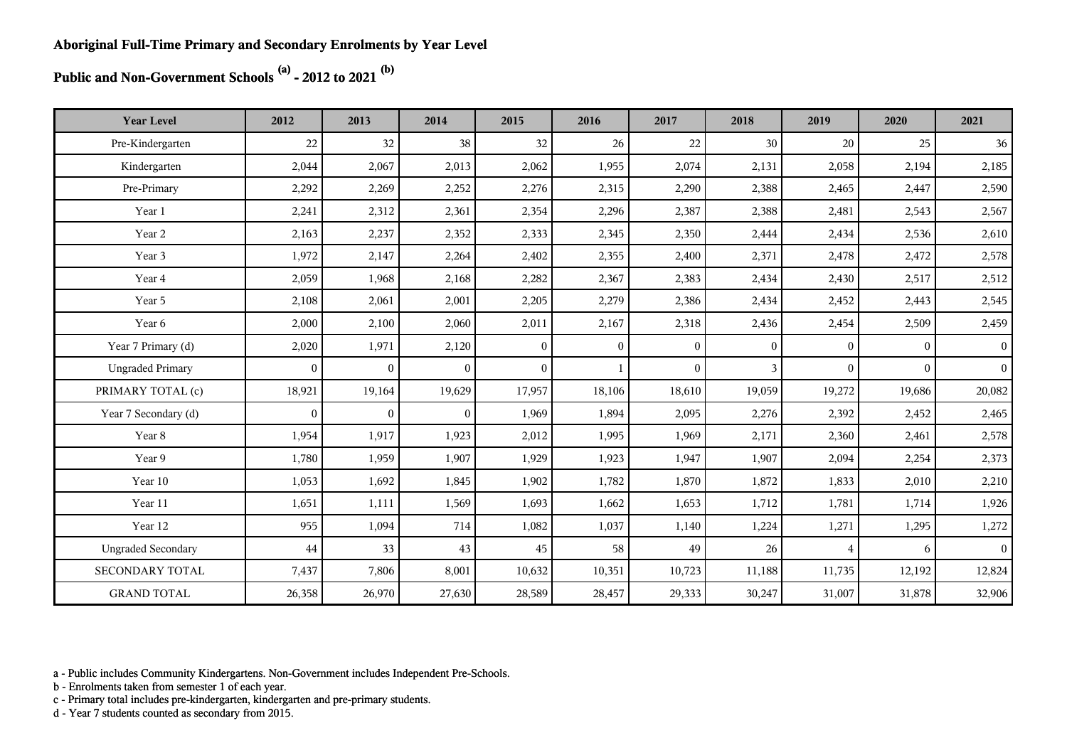**Aboriginal Full-Time Primary and Secondary Enrolments by Year Level**

**Public and Non-Government Schools [(a)] - 2012 to 2021 [(b)]**

| Year Level | 2012 | 2013 | 2014 | 2015 | 2016 | 2017 | 2018 | 2019 | 2020 | 2021 |
|---|---|---|---|---|---|---|---|---|---|---|
| Pre-Kindergarten | 22 | 32 | 38 | 32 | 26 | 22 | 30 | 20 | 25 | 36 |
| Kindergarten | 2,044 | 2,067 | 2,013 | 2,062 | 1,955 | 2,074 | 2,131 | 2,058 | 2,194 | 2,185 |
| Pre-Primary | 2,292 | 2,269 | 2,252 | 2,276 | 2,315 | 2,290 | 2,388 | 2,465 | 2,447 | 2,590 |
| Year 1 | 2,241 | 2,312 | 2,361 | 2,354 | 2,296 | 2,387 | 2,388 | 2,481 | 2,543 | 2,567 |
| Year 2 | 2,163 | 2,237 | 2,352 | 2,333 | 2,345 | 2,350 | 2,444 | 2,434 | 2,536 | 2,610 |
| Year 3 | 1,972 | 2,147 | 2,264 | 2,402 | 2,355 | 2,400 | 2,371 | 2,478 | 2,472 | 2,578 |
| Year 4 | 2,059 | 1,968 | 2,168 | 2,282 | 2,367 | 2,383 | 2,434 | 2,430 | 2,517 | 2,512 |
| Year 5 | 2,108 | 2,061 | 2,001 | 2,205 | 2,279 | 2,386 | 2,434 | 2,452 | 2,443 | 2,545 |
| Year 6 | 2,000 | 2,100 | 2,060 | 2,011 | 2,167 | 2,318 | 2,436 | 2,454 | 2,509 | 2,459 |
| Year 7 Primary (d) | 2,020 | 1,971 | 2,120 | 0 | 0 | 0 | 0 | 0 | 0 | 0 |
| Ungraded Primary | 0 | 0 | 0 | 0 | 1 | 0 | 3 | 0 | 0 | 0 |
| PRIMARY TOTAL (c) | 18,921 | 19,164 | 19,629 | 17,957 | 18,106 | 18,610 | 19,059 | 19,272 | 19,686 | 20,082 |
| Year 7 Secondary (d) | 0 | 0 | 0 | 1,969 | 1,894 | 2,095 | 2,276 | 2,392 | 2,452 | 2,465 |
| Year 8 | 1,954 | 1,917 | 1,923 | 2,012 | 1,995 | 1,969 | 2,171 | 2,360 | 2,461 | 2,578 |
| Year 9 | 1,780 | 1,959 | 1,907 | 1,929 | 1,923 | 1,947 | 1,907 | 2,094 | 2,254 | 2,373 |
| Year 10 | 1,053 | 1,692 | 1,845 | 1,902 | 1,782 | 1,870 | 1,872 | 1,833 | 2,010 | 2,210 |
| Year 11 | 1,651 | 1,111 | 1,569 | 1,693 | 1,662 | 1,653 | 1,712 | 1,781 | 1,714 | 1,926 |
| Year 12 | 955 | 1,094 | 714 | 1,082 | 1,037 | 1,140 | 1,224 | 1,271 | 1,295 | 1,272 |
| Ungraded Secondary | 44 | 33 | 43 | 45 | 58 | 49 | 26 | 4 | 6 | 0 |
| SECONDARY TOTAL | 7,437 | 7,806 | 8,001 | 10,632 | 10,351 | 10,723 | 11,188 | 11,735 | 12,192 | 12,824 |
| GRAND TOTAL | 26,358 | 26,970 | 27,630 | 28,589 | 28,457 | 29,333 | 30,247 | 31,007 | 31,878 | 32,906 |

a - Public includes Community Kindergartens. Non-Government includes Independent Pre-Schools.
b - Enrolments taken from semester 1 of each year.
c - Primary total includes pre-kindergarten, kindergarten and pre-primary students.
d - Year 7 students counted as secondary from 2015.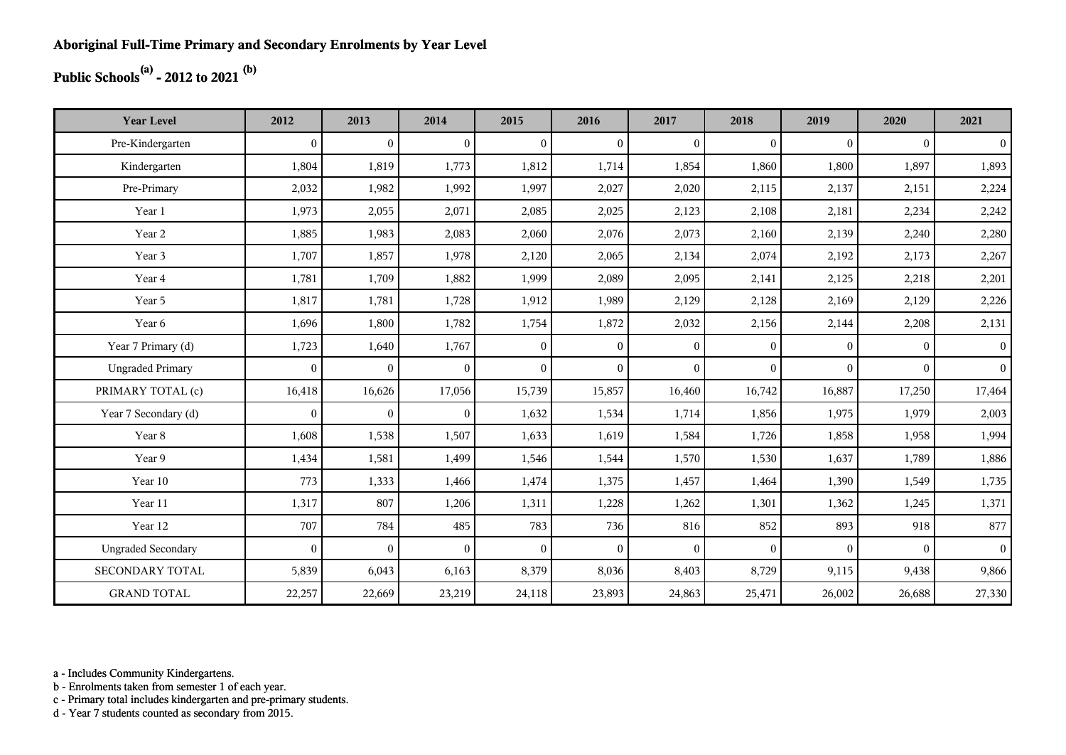**Aboriginal Full-Time Primary and Secondary Enrolments by Year Level**

**Public Schools[(a)] - 2012 to 2021 [(b)]**

| Year Level | 2012 | 2013 | 2014 | 2015 | 2016 | 2017 | 2018 | 2019 | 2020 | 2021 |
|---|---|---|---|---|---|---|---|---|---|---|
| Pre-Kindergarten | 0 | 0 | 0 | 0 | 0 | 0 | 0 | 0 | 0 | 0 |
| Kindergarten | 1,804 | 1,819 | 1,773 | 1,812 | 1,714 | 1,854 | 1,860 | 1,800 | 1,897 | 1,893 |
| Pre-Primary | 2,032 | 1,982 | 1,992 | 1,997 | 2,027 | 2,020 | 2,115 | 2,137 | 2,151 | 2,224 |
| Year 1 | 1,973 | 2,055 | 2,071 | 2,085 | 2,025 | 2,123 | 2,108 | 2,181 | 2,234 | 2,242 |
| Year 2 | 1,885 | 1,983 | 2,083 | 2,060 | 2,076 | 2,073 | 2,160 | 2,139 | 2,240 | 2,280 |
| Year 3 | 1,707 | 1,857 | 1,978 | 2,120 | 2,065 | 2,134 | 2,074 | 2,192 | 2,173 | 2,267 |
| Year 4 | 1,781 | 1,709 | 1,882 | 1,999 | 2,089 | 2,095 | 2,141 | 2,125 | 2,218 | 2,201 |
| Year 5 | 1,817 | 1,781 | 1,728 | 1,912 | 1,989 | 2,129 | 2,128 | 2,169 | 2,129 | 2,226 |
| Year 6 | 1,696 | 1,800 | 1,782 | 1,754 | 1,872 | 2,032 | 2,156 | 2,144 | 2,208 | 2,131 |
| Year 7 Primary (d) | 1,723 | 1,640 | 1,767 | 0 | 0 | 0 | 0 | 0 | 0 | 0 |
| Ungraded Primary | 0 | 0 | 0 | 0 | 0 | 0 | 0 | 0 | 0 | 0 |
| PRIMARY TOTAL (c) | 16,418 | 16,626 | 17,056 | 15,739 | 15,857 | 16,460 | 16,742 | 16,887 | 17,250 | 17,464 |
| Year 7 Secondary (d) | 0 | 0 | 0 | 1,632 | 1,534 | 1,714 | 1,856 | 1,975 | 1,979 | 2,003 |
| Year 8 | 1,608 | 1,538 | 1,507 | 1,633 | 1,619 | 1,584 | 1,726 | 1,858 | 1,958 | 1,994 |
| Year 9 | 1,434 | 1,581 | 1,499 | 1,546 | 1,544 | 1,570 | 1,530 | 1,637 | 1,789 | 1,886 |
| Year 10 | 773 | 1,333 | 1,466 | 1,474 | 1,375 | 1,457 | 1,464 | 1,390 | 1,549 | 1,735 |
| Year 11 | 1,317 | 807 | 1,206 | 1,311 | 1,228 | 1,262 | 1,301 | 1,362 | 1,245 | 1,371 |
| Year 12 | 707 | 784 | 485 | 783 | 736 | 816 | 852 | 893 | 918 | 877 |
| Ungraded Secondary | 0 | 0 | 0 | 0 | 0 | 0 | 0 | 0 | 0 | 0 |
| SECONDARY TOTAL | 5,839 | 6,043 | 6,163 | 8,379 | 8,036 | 8,403 | 8,729 | 9,115 | 9,438 | 9,866 |
| GRAND TOTAL | 22,257 | 22,669 | 23,219 | 24,118 | 23,893 | 24,863 | 25,471 | 26,002 | 26,688 | 27,330 |

a - Includes Community Kindergartens.
b - Enrolments taken from semester 1 of each year.
c - Primary total includes kindergarten and pre-primary students.
d - Year 7 students counted as secondary from 2015.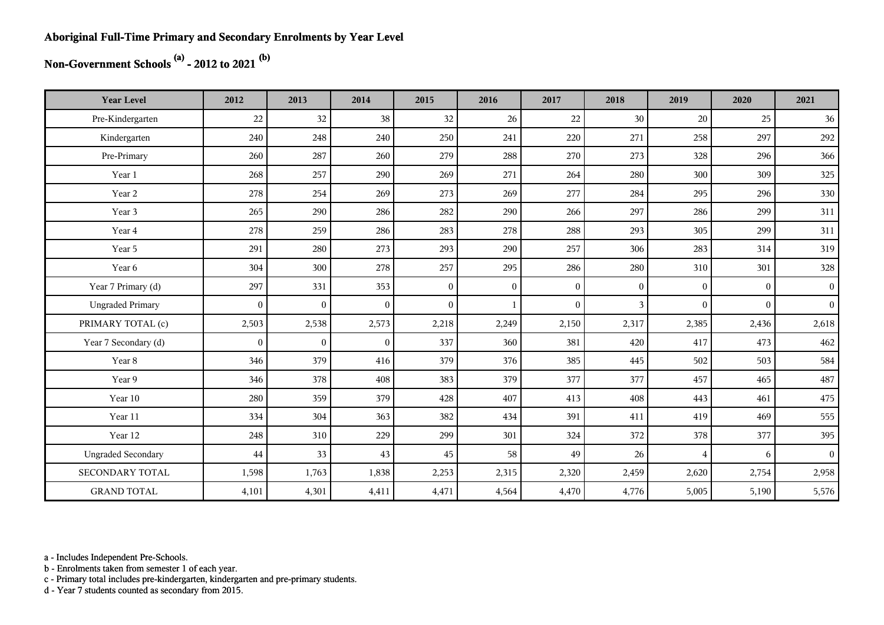**Aboriginal Full-Time Primary and Secondary Enrolments by Year Level**

**Non-Government Schools [(a)] - 2012 to 2021 [(b)]**

| Year Level | 2012 | 2013 | 2014 | 2015 | 2016 | 2017 | 2018 | 2019 | 2020 | 2021 |
|---|---|---|---|---|---|---|---|---|---|---|
| Pre-Kindergarten | 22 | 32 | 38 | 32 | 26 | 22 | 30 | 20 | 25 | 36 |
| Kindergarten | 240 | 248 | 240 | 250 | 241 | 220 | 271 | 258 | 297 | 292 |
| Pre-Primary | 260 | 287 | 260 | 279 | 288 | 270 | 273 | 328 | 296 | 366 |
| Year 1 | 268 | 257 | 290 | 269 | 271 | 264 | 280 | 300 | 309 | 325 |
| Year 2 | 278 | 254 | 269 | 273 | 269 | 277 | 284 | 295 | 296 | 330 |
| Year 3 | 265 | 290 | 286 | 282 | 290 | 266 | 297 | 286 | 299 | 311 |
| Year 4 | 278 | 259 | 286 | 283 | 278 | 288 | 293 | 305 | 299 | 311 |
| Year 5 | 291 | 280 | 273 | 293 | 290 | 257 | 306 | 283 | 314 | 319 |
| Year 6 | 304 | 300 | 278 | 257 | 295 | 286 | 280 | 310 | 301 | 328 |
| Year 7 Primary (d) | 297 | 331 | 353 | 0 | 0 | 0 | 0 | 0 | 0 | 0 |
| Ungraded Primary | 0 | 0 | 0 | 0 | 1 | 0 | 3 | 0 | 0 | 0 |
| PRIMARY TOTAL (c) | 2,503 | 2,538 | 2,573 | 2,218 | 2,249 | 2,150 | 2,317 | 2,385 | 2,436 | 2,618 |
| Year 7 Secondary (d) | 0 | 0 | 0 | 337 | 360 | 381 | 420 | 417 | 473 | 462 |
| Year 8 | 346 | 379 | 416 | 379 | 376 | 385 | 445 | 502 | 503 | 584 |
| Year 9 | 346 | 378 | 408 | 383 | 379 | 377 | 377 | 457 | 465 | 487 |
| Year 10 | 280 | 359 | 379 | 428 | 407 | 413 | 408 | 443 | 461 | 475 |
| Year 11 | 334 | 304 | 363 | 382 | 434 | 391 | 411 | 419 | 469 | 555 |
| Year 12 | 248 | 310 | 229 | 299 | 301 | 324 | 372 | 378 | 377 | 395 |
| Ungraded Secondary | 44 | 33 | 43 | 45 | 58 | 49 | 26 | 4 | 6 | 0 |
| SECONDARY TOTAL | 1,598 | 1,763 | 1,838 | 2,253 | 2,315 | 2,320 | 2,459 | 2,620 | 2,754 | 2,958 |
| GRAND TOTAL | 4,101 | 4,301 | 4,411 | 4,471 | 4,564 | 4,470 | 4,776 | 5,005 | 5,190 | 5,576 |

a - Includes Independent Pre-Schools.
b - Enrolments taken from semester 1 of each year.
c - Primary total includes pre-kindergarten, kindergarten and pre-primary students.
d - Year 7 students counted as secondary from 2015.